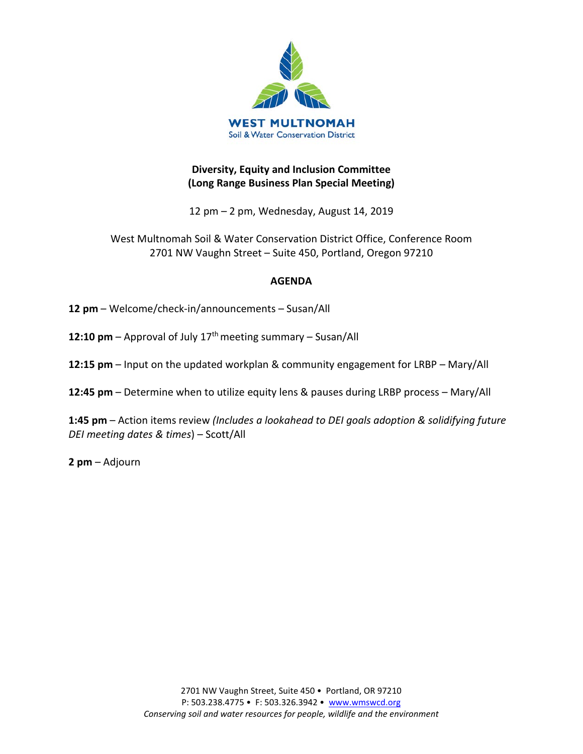**WEST MULTNOMAH**
Soil & Water Conservation District

## Diversity, Equity and Inclusion Committee
## (Long Range Business Plan Special Meeting)

12 pm – 2 pm, Wednesday, August 14, 2019

West Multnomah Soil & Water Conservation District Office, Conference Room
2701 NW Vaughn Street – Suite 450, Portland, Oregon 97210

### AGENDA

**12 pm** – Welcome/check-in/announcements – Susan/All

**12:10 pm** – Approval of July 17th meeting summary – Susan/All

**12:15 pm** – Input on the updated workplan & community engagement for LRBP – Mary/All

**12:45 pm** – Determine when to utilize equity lens & pauses during LRBP process – Mary/All

**1:45 pm** – Action items review *(Includes a lookahead to DEI goals adoption & solidifying future DEI meeting dates & times*) – Scott/All

**2 pm** – Adjourn

2701 NW Vaughn Street, Suite 450 • Portland, OR 97210
P: 503.238.4775 • F: 503.326.3942 • www.wmswcd.org
*Conserving soil and water resources for people, wildlife and the environment*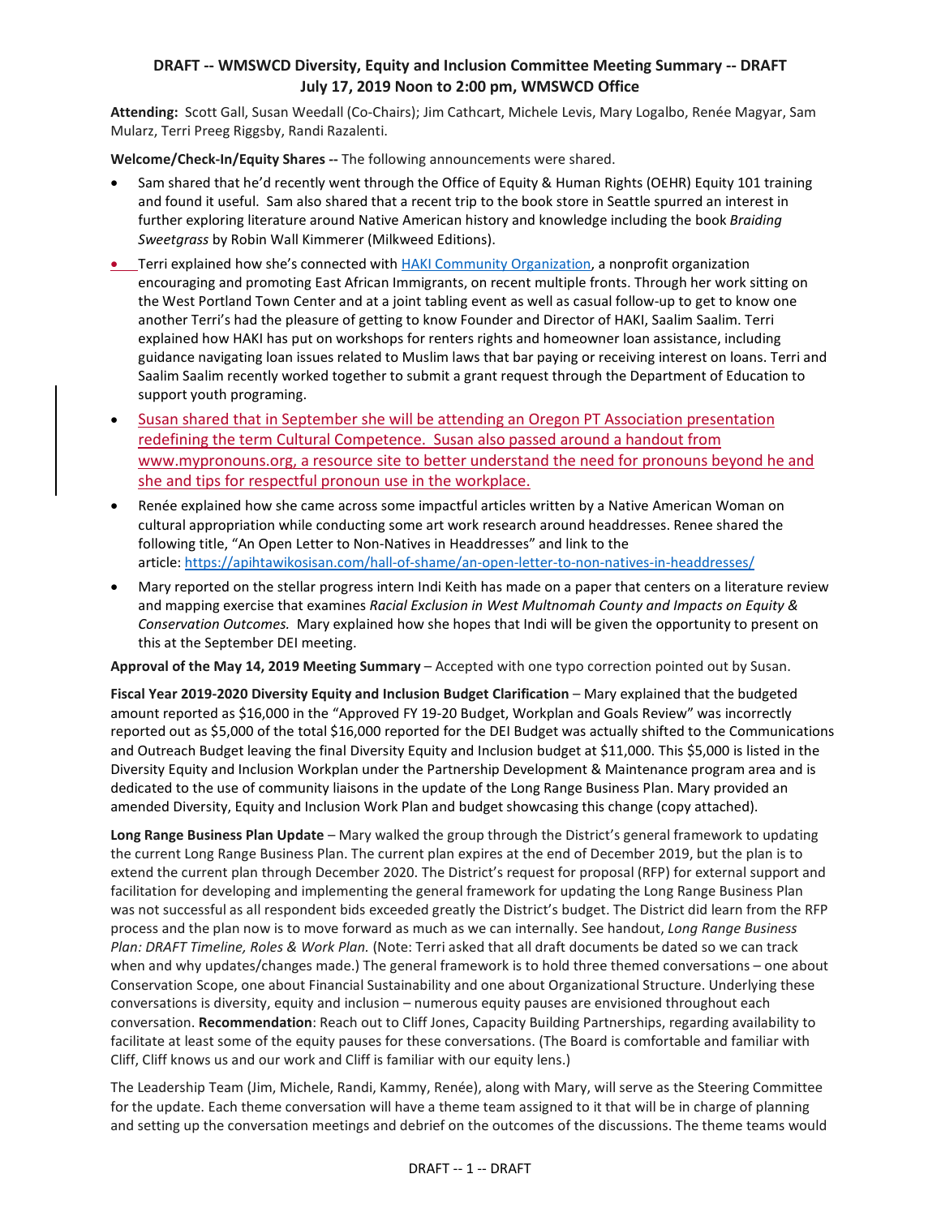**DRAFT -- WMSWCD Diversity, Equity and Inclusion Committee Meeting Summary -- DRAFT**
**July 17, 2019 Noon to 2:00 pm, WMSWCD Office**

**Attending:** Scott Gall, Susan Weedall (Co-Chairs); Jim Cathcart, Michele Levis, Mary Logalbo, Renée Magyar, Sam Mularz, Terri Preeg Riggsby, Randi Razalenti.

**Welcome/Check-In/Equity Shares --** The following announcements were shared.

- Sam shared that he'd recently went through the Office of Equity & Human Rights (OEHR) Equity 101 training and found it useful. Sam also shared that a recent trip to the book store in Seattle spurred an interest in further exploring literature around Native American history and knowledge including the book *Braiding Sweetgrass* by Robin Wall Kimmerer (Milkweed Editions).
- Terri explained how she's connected with HAKI Community Organization, a nonprofit organization encouraging and promoting East African Immigrants, on recent multiple fronts. Through her work sitting on the West Portland Town Center and at a joint tabling event as well as casual follow-up to get to know one another Terri's had the pleasure of getting to know Founder and Director of HAKI, Saalim Saalim. Terri explained how HAKI has put on workshops for renters rights and homeowner loan assistance, including guidance navigating loan issues related to Muslim laws that bar paying or receiving interest on loans. Terri and Saalim Saalim recently worked together to submit a grant request through the Department of Education to support youth programing.
- Susan shared that in September she will be attending an Oregon PT Association presentation redefining the term Cultural Competence. Susan also passed around a handout from www.mypronouns.org, a resource site to better understand the need for pronouns beyond he and she and tips for respectful pronoun use in the workplace.
- Renée explained how she came across some impactful articles written by a Native American Woman on cultural appropriation while conducting some art work research around headdresses. Renee shared the following title, "An Open Letter to Non-Natives in Headdresses" and link to the article: https://apihtawikosisan.com/hall-of-shame/an-open-letter-to-non-natives-in-headdresses/
- Mary reported on the stellar progress intern Indi Keith has made on a paper that centers on a literature review and mapping exercise that examines *Racial Exclusion in West Multnomah County and Impacts on Equity & Conservation Outcomes.* Mary explained how she hopes that Indi will be given the opportunity to present on this at the September DEI meeting.

**Approval of the May 14, 2019 Meeting Summary** – Accepted with one typo correction pointed out by Susan.

**Fiscal Year 2019-2020 Diversity Equity and Inclusion Budget Clarification** – Mary explained that the budgeted amount reported as $16,000 in the "Approved FY 19-20 Budget, Workplan and Goals Review" was incorrectly reported out as $5,000 of the total $16,000 reported for the DEI Budget was actually shifted to the Communications and Outreach Budget leaving the final Diversity Equity and Inclusion budget at $11,000. This $5,000 is listed in the Diversity Equity and Inclusion Workplan under the Partnership Development & Maintenance program area and is dedicated to the use of community liaisons in the update of the Long Range Business Plan. Mary provided an amended Diversity, Equity and Inclusion Work Plan and budget showcasing this change (copy attached).

**Long Range Business Plan Update** – Mary walked the group through the District's general framework to updating the current Long Range Business Plan. The current plan expires at the end of December 2019, but the plan is to extend the current plan through December 2020. The District's request for proposal (RFP) for external support and facilitation for developing and implementing the general framework for updating the Long Range Business Plan was not successful as all respondent bids exceeded greatly the District's budget. The District did learn from the RFP process and the plan now is to move forward as much as we can internally. See handout, *Long Range Business Plan: DRAFT Timeline, Roles & Work Plan.* (Note: Terri asked that all draft documents be dated so we can track when and why updates/changes made.) The general framework is to hold three themed conversations – one about Conservation Scope, one about Financial Sustainability and one about Organizational Structure. Underlying these conversations is diversity, equity and inclusion – numerous equity pauses are envisioned throughout each conversation. **Recommendation**: Reach out to Cliff Jones, Capacity Building Partnerships, regarding availability to facilitate at least some of the equity pauses for these conversations. (The Board is comfortable and familiar with Cliff, Cliff knows us and our work and Cliff is familiar with our equity lens.)

The Leadership Team (Jim, Michele, Randi, Kammy, Renée), along with Mary, will serve as the Steering Committee for the update. Each theme conversation will have a theme team assigned to it that will be in charge of planning and setting up the conversation meetings and debrief on the outcomes of the discussions. The theme teams would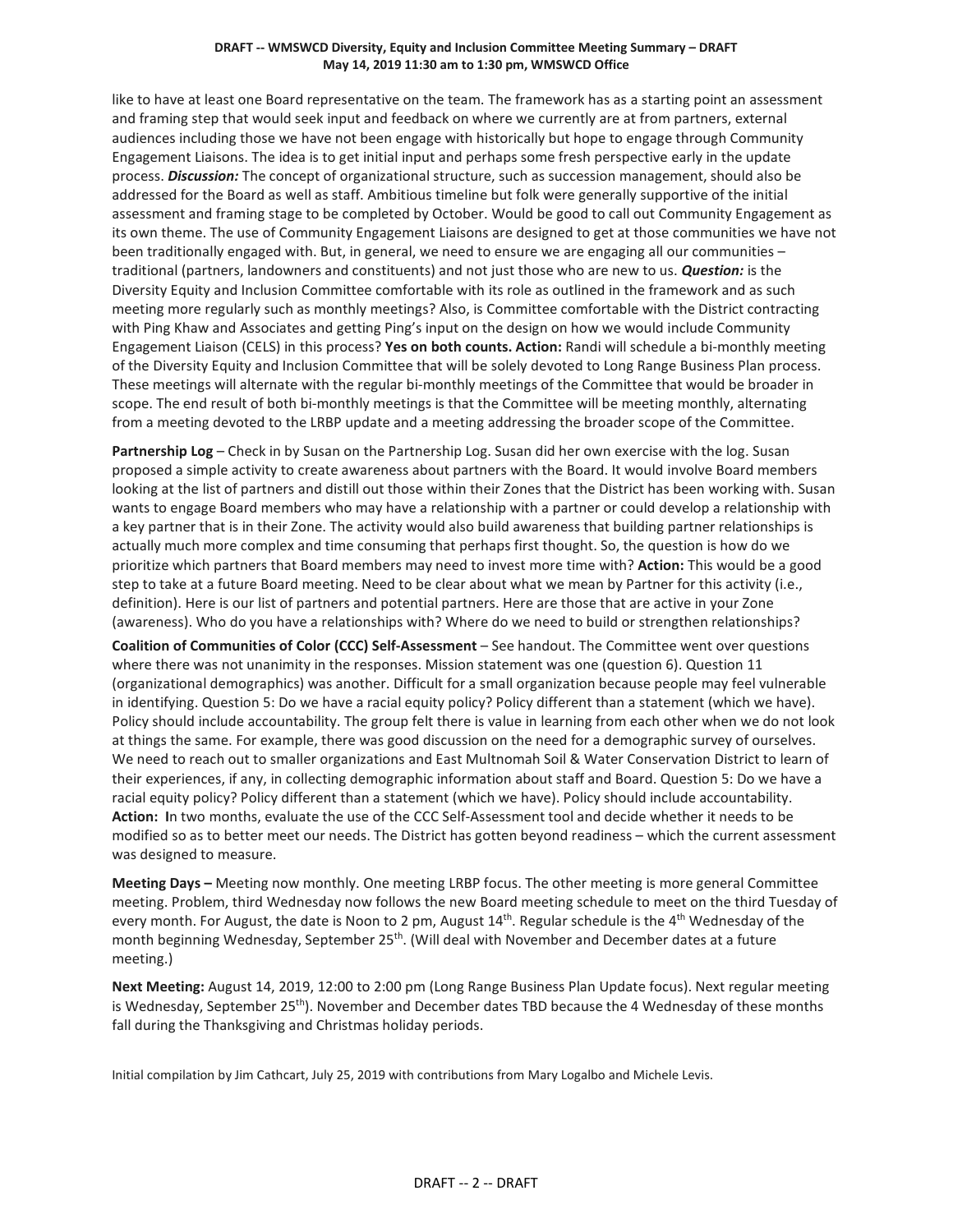like to have at least one Board representative on the team. The framework has as a starting point an assessment and framing step that would seek input and feedback on where we currently are at from partners, external audiences including those we have not been engage with historically but hope to engage through Community Engagement Liaisons. The idea is to get initial input and perhaps some fresh perspective early in the update process. ***Discussion:*** The concept of organizational structure, such as succession management, should also be addressed for the Board as well as staff. Ambitious timeline but folk were generally supportive of the initial assessment and framing stage to be completed by October. Would be good to call out Community Engagement as its own theme. The use of Community Engagement Liaisons are designed to get at those communities we have not been traditionally engaged with. But, in general, we need to ensure we are engaging all our communities – traditional (partners, landowners and constituents) and not just those who are new to us. ***Question:*** is the Diversity Equity and Inclusion Committee comfortable with its role as outlined in the framework and as such meeting more regularly such as monthly meetings? Also, is Committee comfortable with the District contracting with Ping Khaw and Associates and getting Ping's input on the design on how we would include Community Engagement Liaison (CELS) in this process? **Yes on both counts. Action:** Randi will schedule a bi-monthly meeting of the Diversity Equity and Inclusion Committee that will be solely devoted to Long Range Business Plan process. These meetings will alternate with the regular bi-monthly meetings of the Committee that would be broader in scope. The end result of both bi-monthly meetings is that the Committee will be meeting monthly, alternating from a meeting devoted to the LRBP update and a meeting addressing the broader scope of the Committee.

**Partnership Log** – Check in by Susan on the Partnership Log. Susan did her own exercise with the log. Susan proposed a simple activity to create awareness about partners with the Board. It would involve Board members looking at the list of partners and distill out those within their Zones that the District has been working with. Susan wants to engage Board members who may have a relationship with a partner or could develop a relationship with a key partner that is in their Zone. The activity would also build awareness that building partner relationships is actually much more complex and time consuming that perhaps first thought. So, the question is how do we prioritize which partners that Board members may need to invest more time with? **Action:** This would be a good step to take at a future Board meeting. Need to be clear about what we mean by Partner for this activity (i.e., definition). Here is our list of partners and potential partners. Here are those that are active in your Zone (awareness). Who do you have a relationships with? Where do we need to build or strengthen relationships?

**Coalition of Communities of Color (CCC) Self-Assessment** – See handout. The Committee went over questions where there was not unanimity in the responses. Mission statement was one (question 6). Question 11 (organizational demographics) was another. Difficult for a small organization because people may feel vulnerable in identifying. Question 5: Do we have a racial equity policy? Policy different than a statement (which we have). Policy should include accountability. The group felt there is value in learning from each other when we do not look at things the same. For example, there was good discussion on the need for a demographic survey of ourselves. We need to reach out to smaller organizations and East Multnomah Soil & Water Conservation District to learn of their experiences, if any, in collecting demographic information about staff and Board. Question 5: Do we have a racial equity policy? Policy different than a statement (which we have). Policy should include accountability. **Action: I**n two months, evaluate the use of the CCC Self-Assessment tool and decide whether it needs to be modified so as to better meet our needs. The District has gotten beyond readiness – which the current assessment was designed to measure.

**Meeting Days –** Meeting now monthly. One meeting LRBP focus. The other meeting is more general Committee meeting. Problem, third Wednesday now follows the new Board meeting schedule to meet on the third Tuesday of every month. For August, the date is Noon to 2 pm, August 14th. Regular schedule is the 4th Wednesday of the month beginning Wednesday, September 25th. (Will deal with November and December dates at a future meeting.)

**Next Meeting:** August 14, 2019, 12:00 to 2:00 pm (Long Range Business Plan Update focus). Next regular meeting is Wednesday, September 25th). November and December dates TBD because the 4 Wednesday of these months fall during the Thanksgiving and Christmas holiday periods.

Initial compilation by Jim Cathcart, July 25, 2019 with contributions from Mary Logalbo and Michele Levis.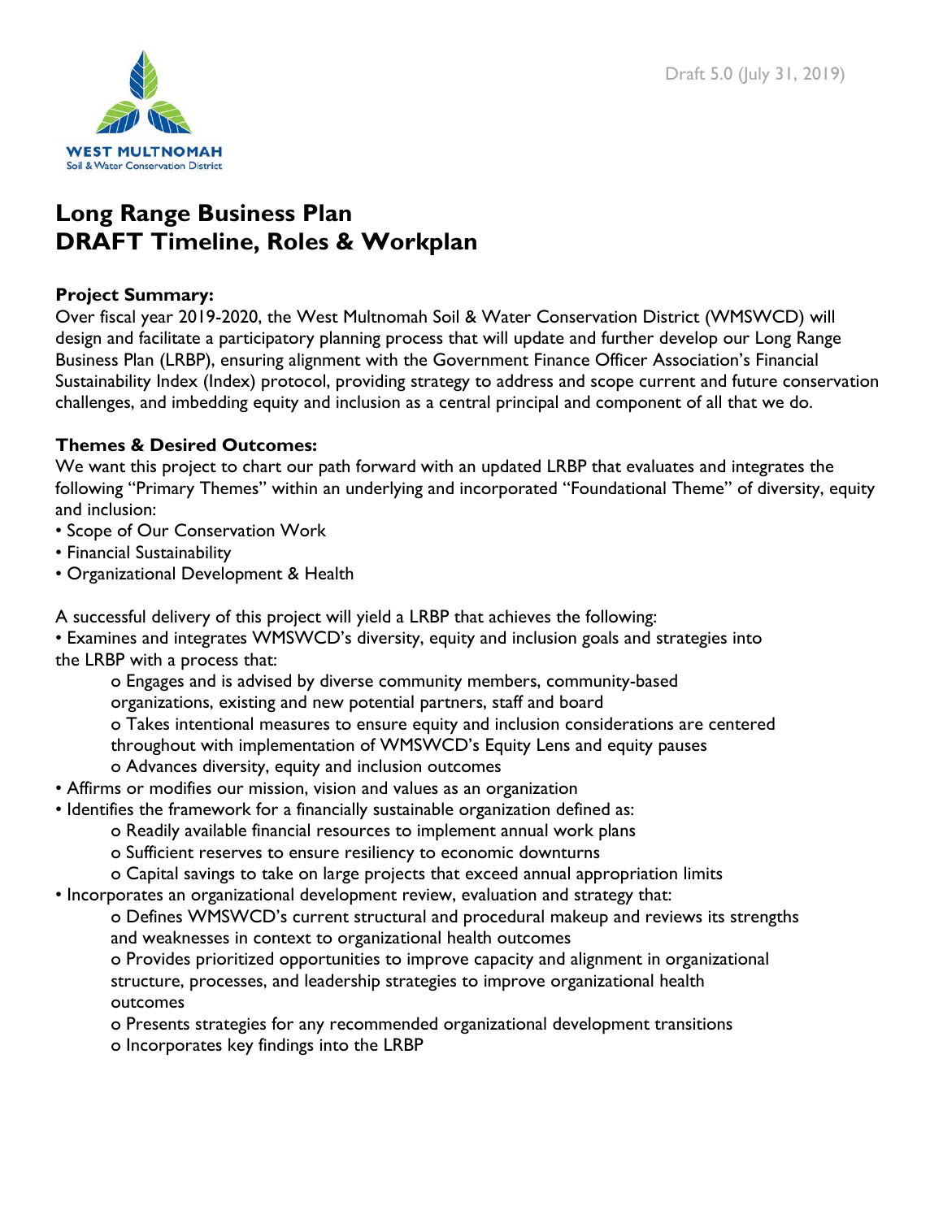Draft 5.0 (July 31, 2019)

WEST MULTNOMAH
Soil & Water Conservation District

# Long Range Business Plan
# DRAFT Timeline, Roles & Workplan

**Project Summary:**
Over fiscal year 2019-2020, the West Multnomah Soil & Water Conservation District (WMSWCD) will design and facilitate a participatory planning process that will update and further develop our Long Range Business Plan (LRBP), ensuring alignment with the Government Finance Officer Association's Financial Sustainability Index (Index) protocol, providing strategy to address and scope current and future conservation challenges, and imbedding equity and inclusion as a central principal and component of all that we do.

**Themes & Desired Outcomes:**
We want this project to chart our path forward with an updated LRBP that evaluates and integrates the following "Primary Themes" within an underlying and incorporated "Foundational Theme" of diversity, equity and inclusion:

- Scope of Our Conservation Work
- Financial Sustainability
- Organizational Development & Health

A successful delivery of this project will yield a LRBP that achieves the following:

- Examines and integrates WMSWCD's diversity, equity and inclusion goals and strategies into the LRBP with a process that:
  - Engages and is advised by diverse community members, community-based organizations, existing and new potential partners, staff and board
  - Takes intentional measures to ensure equity and inclusion considerations are centered throughout with implementation of WMSWCD's Equity Lens and equity pauses
  - Advances diversity, equity and inclusion outcomes
- Affirms or modifies our mission, vision and values as an organization
- Identifies the framework for a financially sustainable organization defined as:
  - Readily available financial resources to implement annual work plans
  - Sufficient reserves to ensure resiliency to economic downturns
  - Capital savings to take on large projects that exceed annual appropriation limits
- Incorporates an organizational development review, evaluation and strategy that:
  - Defines WMSWCD's current structural and procedural makeup and reviews its strengths and weaknesses in context to organizational health outcomes
  - Provides prioritized opportunities to improve capacity and alignment in organizational structure, processes, and leadership strategies to improve organizational health outcomes
  - Presents strategies for any recommended organizational development transitions
  - Incorporates key findings into the LRBP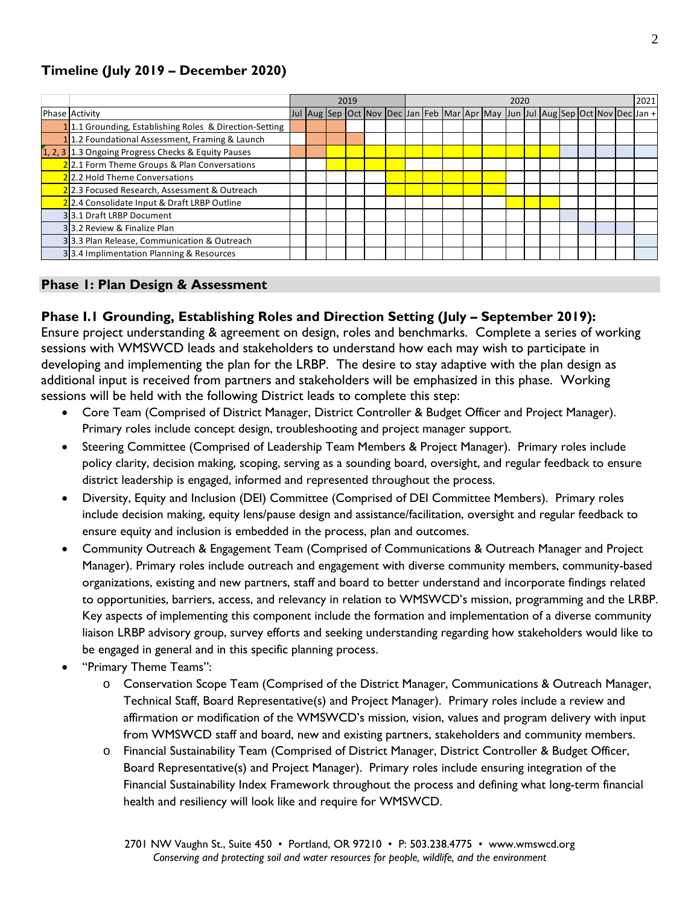## Timeline (July 2019 – December 2020)

| | | 2019 | | | | | | 2020 | | | | | | | | | | | | 2021 |
|---|---|---|---|---|---|---|---|---|---|---|---|---|---|---|---|---|---|---|---|---|
| Phase | Activity | Jul | Aug | Sep | Oct | Nov | Dec | Jan | Feb | Mar | Apr | May | Jun | Jul | Aug | Sep | Oct | Nov | Dec | Jan + |
| 1 | 1.1 Grounding, Establishing Roles & Direction-Setting | | | | | | | | | | | | | | | | | | | |
| 1 | 1.2 Foundational Assessment, Framing & Launch | | | | | | | | | | | | | | | | | | | |
| 1, 2, 3 | 1.3 Ongoing Progress Checks & Equity Pauses | | | | | | | | | | | | | | | | | | | |
| 2 | 2.1 Form Theme Groups & Plan Conversations | | | | | | | | | | | | | | | | | | | |
| 2 | 2.2 Hold Theme Conversations | | | | | | | | | | | | | | | | | | | |
| 2 | 2.3 Focused Research, Assessment & Outreach | | | | | | | | | | | | | | | | | | | |
| 2 | 2.4 Consolidate Input & Draft LRBP Outline | | | | | | | | | | | | | | | | | | | |
| 3 | 3.1 Draft LRBP Document | | | | | | | | | | | | | | | | | | | |
| 3 | 3.2 Review & Finalize Plan | | | | | | | | | | | | | | | | | | | |
| 3 | 3.3 Plan Release, Communication & Outreach | | | | | | | | | | | | | | | | | | | |
| 3 | 3.4 Implimentation Planning & Resources | | | | | | | | | | | | | | | | | | | |

## Phase 1: Plan Design & Assessment

### Phase 1.1 Grounding, Establishing Roles and Direction Setting (July – September 2019):

Ensure project understanding & agreement on design, roles and benchmarks. Complete a series of working sessions with WMSWCD leads and stakeholders to understand how each may wish to participate in developing and implementing the plan for the LRBP. The desire to stay adaptive with the plan design as additional input is received from partners and stakeholders will be emphasized in this phase. Working sessions will be held with the following District leads to complete this step:

- Core Team (Comprised of District Manager, District Controller & Budget Officer and Project Manager). Primary roles include concept design, troubleshooting and project manager support.
- Steering Committee (Comprised of Leadership Team Members & Project Manager). Primary roles include policy clarity, decision making, scoping, serving as a sounding board, oversight, and regular feedback to ensure district leadership is engaged, informed and represented throughout the process.
- Diversity, Equity and Inclusion (DEI) Committee (Comprised of DEI Committee Members). Primary roles include decision making, equity lens/pause design and assistance/facilitation, oversight and regular feedback to ensure equity and inclusion is embedded in the process, plan and outcomes.
- Community Outreach & Engagement Team (Comprised of Communications & Outreach Manager and Project Manager). Primary roles include outreach and engagement with diverse community members, community-based organizations, existing and new partners, staff and board to better understand and incorporate findings related to opportunities, barriers, access, and relevancy in relation to WMSWCD's mission, programming and the LRBP. Key aspects of implementing this component include the formation and implementation of a diverse community liaison LRBP advisory group, survey efforts and seeking understanding regarding how stakeholders would like to be engaged in general and in this specific planning process.
- "Primary Theme Teams":
  - Conservation Scope Team (Comprised of the District Manager, Communications & Outreach Manager, Technical Staff, Board Representative(s) and Project Manager). Primary roles include a review and affirmation or modification of the WMSWCD's mission, vision, values and program delivery with input from WMSWCD staff and board, new and existing partners, stakeholders and community members.
  - Financial Sustainability Team (Comprised of District Manager, District Controller & Budget Officer, Board Representative(s) and Project Manager). Primary roles include ensuring integration of the Financial Sustainability Index Framework throughout the process and defining what long-term financial health and resiliency will look like and require for WMSWCD.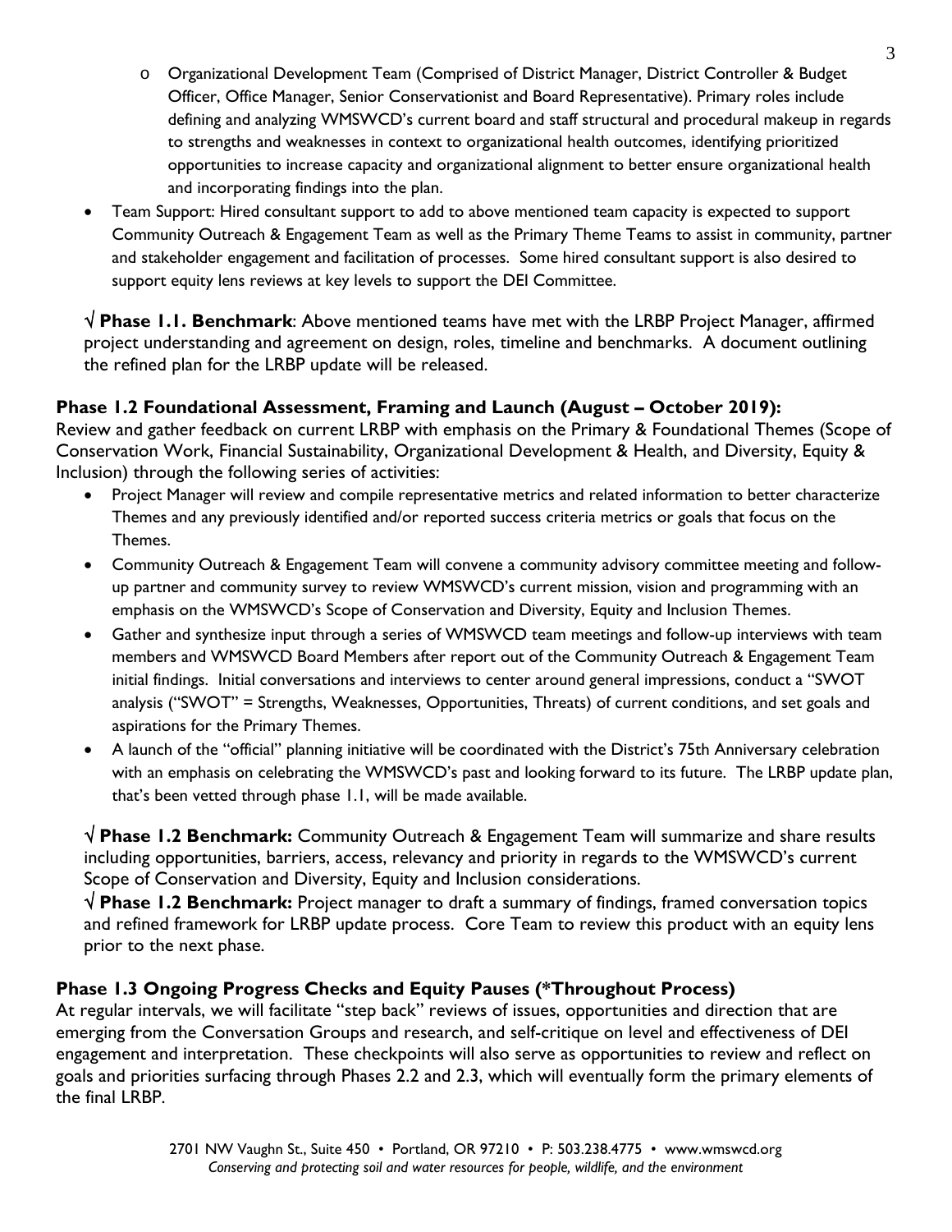- Organizational Development Team (Comprised of District Manager, District Controller & Budget Officer, Office Manager, Senior Conservationist and Board Representative). Primary roles include defining and analyzing WMSWCD's current board and staff structural and procedural makeup in regards to strengths and weaknesses in context to organizational health outcomes, identifying prioritized opportunities to increase capacity and organizational alignment to better ensure organizational health and incorporating findings into the plan.
- Team Support: Hired consultant support to add to above mentioned team capacity is expected to support Community Outreach & Engagement Team as well as the Primary Theme Teams to assist in community, partner and stakeholder engagement and facilitation of processes. Some hired consultant support is also desired to support equity lens reviews at key levels to support the DEI Committee.

√ **Phase 1.1. Benchmark**: Above mentioned teams have met with the LRBP Project Manager, affirmed project understanding and agreement on design, roles, timeline and benchmarks. A document outlining the refined plan for the LRBP update will be released.

### Phase 1.2 Foundational Assessment, Framing and Launch (August – October 2019):

Review and gather feedback on current LRBP with emphasis on the Primary & Foundational Themes (Scope of Conservation Work, Financial Sustainability, Organizational Development & Health, and Diversity, Equity & Inclusion) through the following series of activities:

- Project Manager will review and compile representative metrics and related information to better characterize Themes and any previously identified and/or reported success criteria metrics or goals that focus on the Themes.
- Community Outreach & Engagement Team will convene a community advisory committee meeting and follow-up partner and community survey to review WMSWCD's current mission, vision and programming with an emphasis on the WMSWCD's Scope of Conservation and Diversity, Equity and Inclusion Themes.
- Gather and synthesize input through a series of WMSWCD team meetings and follow-up interviews with team members and WMSWCD Board Members after report out of the Community Outreach & Engagement Team initial findings. Initial conversations and interviews to center around general impressions, conduct a "SWOT analysis ("SWOT" = Strengths, Weaknesses, Opportunities, Threats) of current conditions, and set goals and aspirations for the Primary Themes.
- A launch of the "official" planning initiative will be coordinated with the District's 75th Anniversary celebration with an emphasis on celebrating the WMSWCD's past and looking forward to its future. The LRBP update plan, that's been vetted through phase 1.1, will be made available.

√ **Phase 1.2 Benchmark:** Community Outreach & Engagement Team will summarize and share results including opportunities, barriers, access, relevancy and priority in regards to the WMSWCD's current Scope of Conservation and Diversity, Equity and Inclusion considerations.

√ **Phase 1.2 Benchmark:** Project manager to draft a summary of findings, framed conversation topics and refined framework for LRBP update process. Core Team to review this product with an equity lens prior to the next phase.

### Phase 1.3 Ongoing Progress Checks and Equity Pauses (*Throughout Process)

At regular intervals, we will facilitate "step back" reviews of issues, opportunities and direction that are emerging from the Conversation Groups and research, and self-critique on level and effectiveness of DEI engagement and interpretation. These checkpoints will also serve as opportunities to review and reflect on goals and priorities surfacing through Phases 2.2 and 2.3, which will eventually form the primary elements of the final LRBP.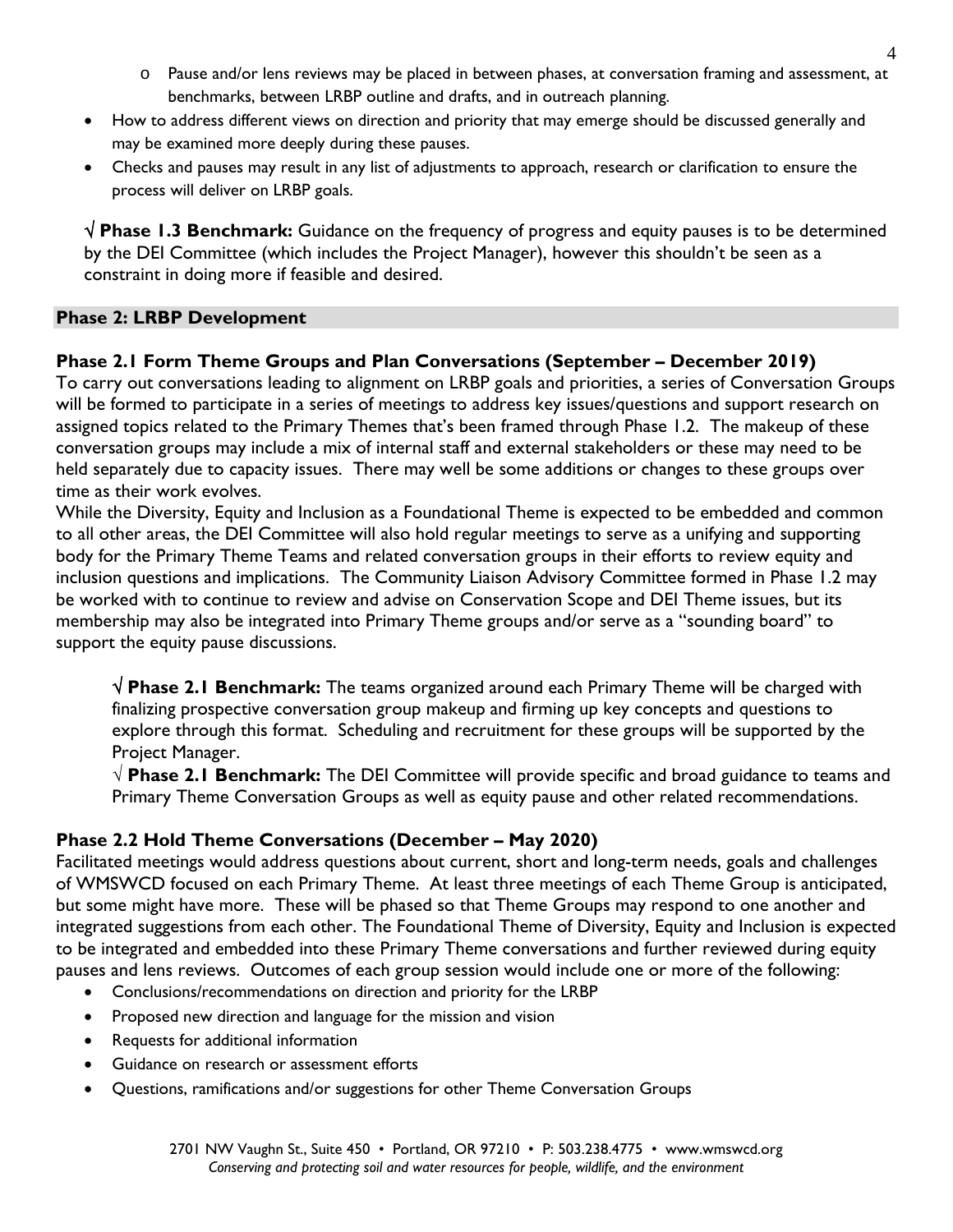- Pause and/or lens reviews may be placed in between phases, at conversation framing and assessment, at benchmarks, between LRBP outline and drafts, and in outreach planning.
- How to address different views on direction and priority that may emerge should be discussed generally and may be examined more deeply during these pauses.
- Checks and pauses may result in any list of adjustments to approach, research or clarification to ensure the process will deliver on LRBP goals.

√ **Phase 1.3 Benchmark:** Guidance on the frequency of progress and equity pauses is to be determined by the DEI Committee (which includes the Project Manager), however this shouldn't be seen as a constraint in doing more if feasible and desired.

## Phase 2: LRBP Development

### Phase 2.1 Form Theme Groups and Plan Conversations (September – December 2019)

To carry out conversations leading to alignment on LRBP goals and priorities, a series of Conversation Groups will be formed to participate in a series of meetings to address key issues/questions and support research on assigned topics related to the Primary Themes that's been framed through Phase 1.2. The makeup of these conversation groups may include a mix of internal staff and external stakeholders or these may need to be held separately due to capacity issues. There may well be some additions or changes to these groups over time as their work evolves.

While the Diversity, Equity and Inclusion as a Foundational Theme is expected to be embedded and common to all other areas, the DEI Committee will also hold regular meetings to serve as a unifying and supporting body for the Primary Theme Teams and related conversation groups in their efforts to review equity and inclusion questions and implications. The Community Liaison Advisory Committee formed in Phase 1.2 may be worked with to continue to review and advise on Conservation Scope and DEI Theme issues, but its membership may also be integrated into Primary Theme groups and/or serve as a "sounding board" to support the equity pause discussions.

√ **Phase 2.1 Benchmark:** The teams organized around each Primary Theme will be charged with finalizing prospective conversation group makeup and firming up key concepts and questions to explore through this format. Scheduling and recruitment for these groups will be supported by the Project Manager.

√ **Phase 2.1 Benchmark:** The DEI Committee will provide specific and broad guidance to teams and Primary Theme Conversation Groups as well as equity pause and other related recommendations.

### Phase 2.2 Hold Theme Conversations (December – May 2020)

Facilitated meetings would address questions about current, short and long-term needs, goals and challenges of WMSWCD focused on each Primary Theme. At least three meetings of each Theme Group is anticipated, but some might have more. These will be phased so that Theme Groups may respond to one another and integrated suggestions from each other. The Foundational Theme of Diversity, Equity and Inclusion is expected to be integrated and embedded into these Primary Theme conversations and further reviewed during equity pauses and lens reviews. Outcomes of each group session would include one or more of the following:

- Conclusions/recommendations on direction and priority for the LRBP
- Proposed new direction and language for the mission and vision
- Requests for additional information
- Guidance on research or assessment efforts
- Questions, ramifications and/or suggestions for other Theme Conversation Groups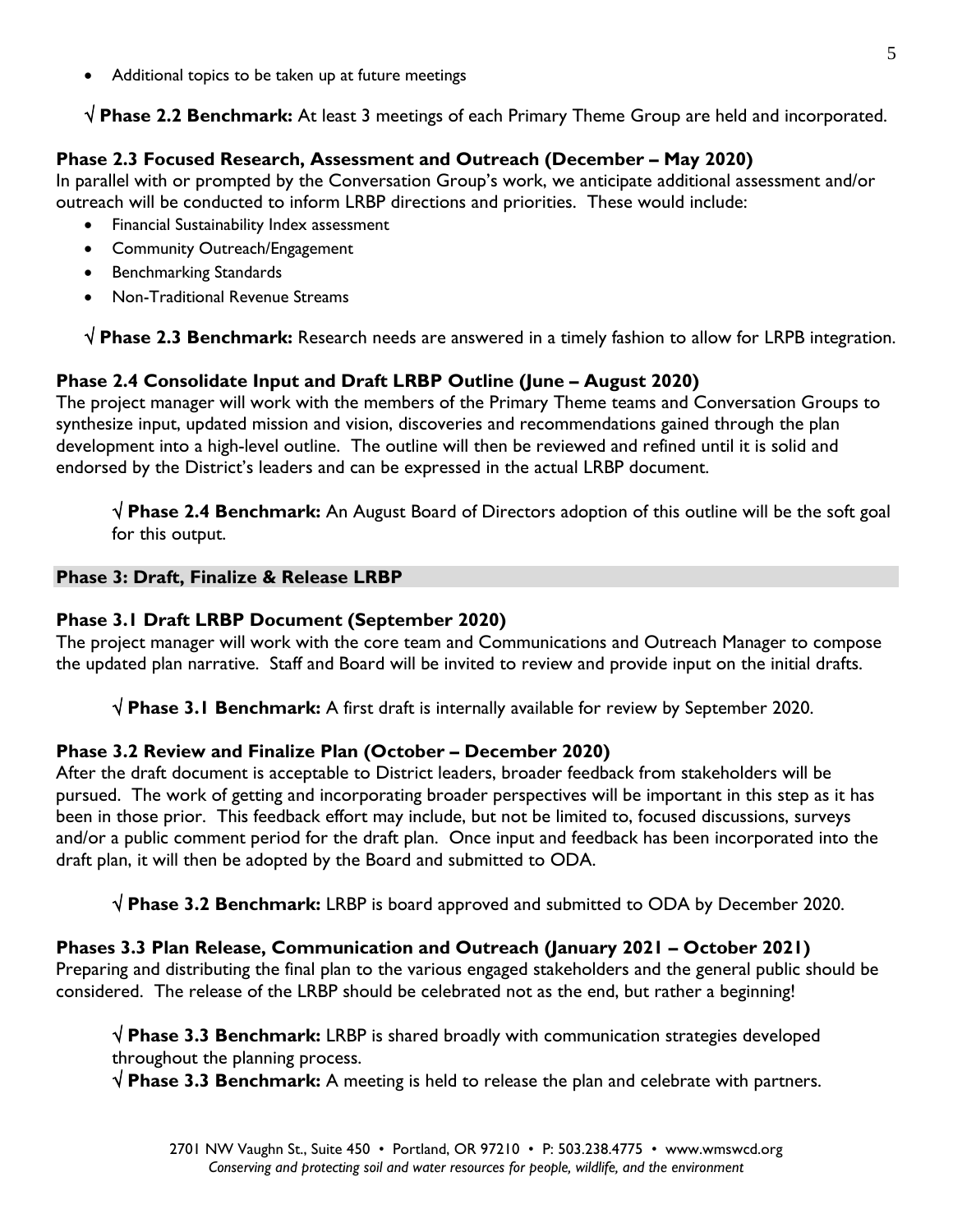- Additional topics to be taken up at future meetings

√ **Phase 2.2 Benchmark:** At least 3 meetings of each Primary Theme Group are held and incorporated.

**Phase 2.3 Focused Research, Assessment and Outreach (December – May 2020)**
In parallel with or prompted by the Conversation Group's work, we anticipate additional assessment and/or outreach will be conducted to inform LRBP directions and priorities. These would include:

- Financial Sustainability Index assessment
- Community Outreach/Engagement
- Benchmarking Standards
- Non-Traditional Revenue Streams

√ **Phase 2.3 Benchmark:** Research needs are answered in a timely fashion to allow for LRPB integration.

**Phase 2.4 Consolidate Input and Draft LRBP Outline (June – August 2020)**
The project manager will work with the members of the Primary Theme teams and Conversation Groups to synthesize input, updated mission and vision, discoveries and recommendations gained through the plan development into a high-level outline. The outline will then be reviewed and refined until it is solid and endorsed by the District's leaders and can be expressed in the actual LRBP document.

√ **Phase 2.4 Benchmark:** An August Board of Directors adoption of this outline will be the soft goal for this output.

**Phase 3: Draft, Finalize & Release LRBP**

**Phase 3.1 Draft LRBP Document (September 2020)**
The project manager will work with the core team and Communications and Outreach Manager to compose the updated plan narrative. Staff and Board will be invited to review and provide input on the initial drafts.

√ **Phase 3.1 Benchmark:** A first draft is internally available for review by September 2020.

**Phase 3.2 Review and Finalize Plan (October – December 2020)**
After the draft document is acceptable to District leaders, broader feedback from stakeholders will be pursued. The work of getting and incorporating broader perspectives will be important in this step as it has been in those prior. This feedback effort may include, but not be limited to, focused discussions, surveys and/or a public comment period for the draft plan. Once input and feedback has been incorporated into the draft plan, it will then be adopted by the Board and submitted to ODA.

√ **Phase 3.2 Benchmark:** LRBP is board approved and submitted to ODA by December 2020.

**Phases 3.3 Plan Release, Communication and Outreach (January 2021 – October 2021)**
Preparing and distributing the final plan to the various engaged stakeholders and the general public should be considered. The release of the LRBP should be celebrated not as the end, but rather a beginning!

√ **Phase 3.3 Benchmark:** LRBP is shared broadly with communication strategies developed throughout the planning process.
√ **Phase 3.3 Benchmark:** A meeting is held to release the plan and celebrate with partners.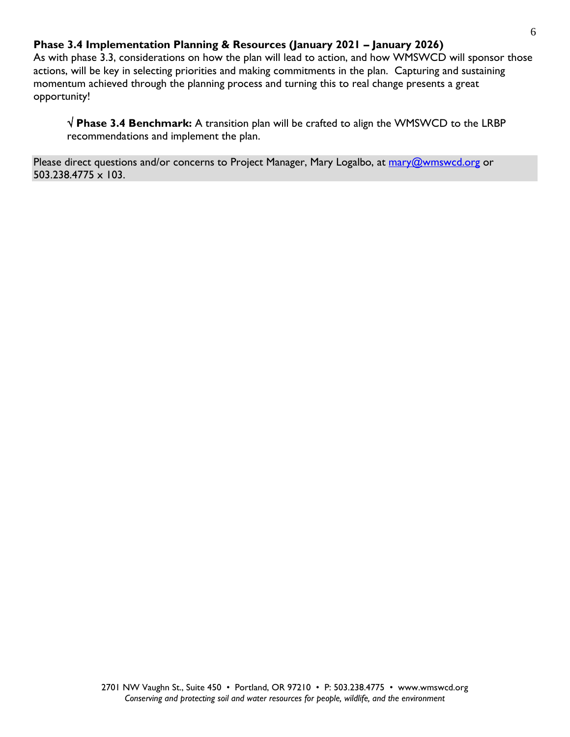**Phase 3.4 Implementation Planning & Resources (January 2021 – January 2026)**
As with phase 3.3, considerations on how the plan will lead to action, and how WMSWCD will sponsor those actions, will be key in selecting priorities and making commitments in the plan. Capturing and sustaining momentum achieved through the planning process and turning this to real change presents a great opportunity!

> √ **Phase 3.4 Benchmark:** A transition plan will be crafted to align the WMSWCD to the LRBP recommendations and implement the plan.

Please direct questions and/or concerns to Project Manager, Mary Logalbo, at [mary@wmswcd.org](mailto:mary@wmswcd.org) or 503.238.4775 x 103.

2701 NW Vaughn St., Suite 450 • Portland, OR 97210 • P: 503.238.4775 • www.wmswcd.org
*Conserving and protecting soil and water resources for people, wildlife, and the environment*